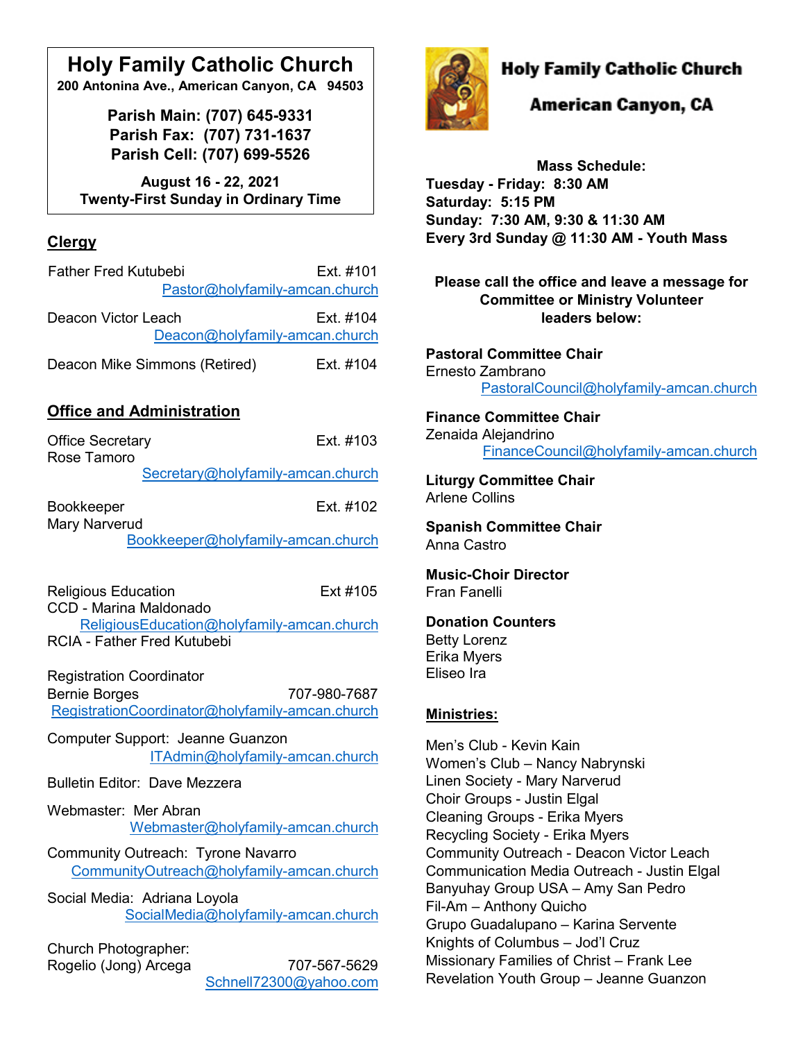# Holy Family Catholic Church

**200 Antonina Ave., American Canyon, CA 94503**

**Parish Main: (707) 645-9331**
**Parish Fax: (707) 731-1637**
**Parish Cell: (707) 699-5526**

**August 16 - 22, 2021**
**Twenty-First Sunday in Ordinary Time**

## Clergy

Father Fred Kutubebi — Ext. #101
Pastor@holyfamily-amcan.church

Deacon Victor Leach — Ext. #104
Deacon@holyfamily-amcan.church

Deacon Mike Simmons (Retired) — Ext. #104

## Office and Administration

Office Secretary — Ext. #103
Rose Tamoro
Secretary@holyfamily-amcan.church

Bookkeeper — Ext. #102
Mary Narverud
Bookkeeper@holyfamily-amcan.church

Religious Education — Ext #105
CCD - Marina Maldonado
ReligiousEducation@holyfamily-amcan.church
RCIA - Father Fred Kutubebi

Registration Coordinator
Bernie Borges — 707-980-7687
RegistrationCoordinator@holyfamily-amcan.church

Computer Support: Jeanne Guanzon
ITAdmin@holyfamily-amcan.church

Bulletin Editor: Dave Mezzera

Webmaster: Mer Abran
Webmaster@holyfamily-amcan.church

Community Outreach: Tyrone Navarro
CommunityOutreach@holyfamily-amcan.church

Social Media: Adriana Loyola
SocialMedia@holyfamily-amcan.church

Church Photographer:
Rogelio (Jong) Arcega — 707-567-5629
Schnell72300@yahoo.com

# Holy Family Catholic Church

## American Canyon, CA

**Mass Schedule:**
**Tuesday - Friday: 8:30 AM**
**Saturday: 5:15 PM**
**Sunday: 7:30 AM, 9:30 & 11:30 AM**
**Every 3rd Sunday @ 11:30 AM - Youth Mass**

**Please call the office and leave a message for Committee or Ministry Volunteer leaders below:**

**Pastoral Committee Chair**
Ernesto Zambrano
PastoralCouncil@holyfamily-amcan.church

**Finance Committee Chair**
Zenaida Alejandrino
FinanceCouncil@holyfamily-amcan.church

**Liturgy Committee Chair**
Arlene Collins

**Spanish Committee Chair**
Anna Castro

**Music-Choir Director**
Fran Fanelli

**Donation Counters**
Betty Lorenz
Erika Myers
Eliseo Ira

## Ministries:

Men's Club - Kevin Kain
Women's Club – Nancy Nabrynski
Linen Society - Mary Narverud
Choir Groups - Justin Elgal
Cleaning Groups - Erika Myers
Recycling Society - Erika Myers
Community Outreach - Deacon Victor Leach
Communication Media Outreach - Justin Elgal
Banyuhay Group USA – Amy San Pedro
Fil-Am – Anthony Quicho
Grupo Guadalupano – Karina Servente
Knights of Columbus – Jod'l Cruz
Missionary Families of Christ – Frank Lee
Revelation Youth Group – Jeanne Guanzon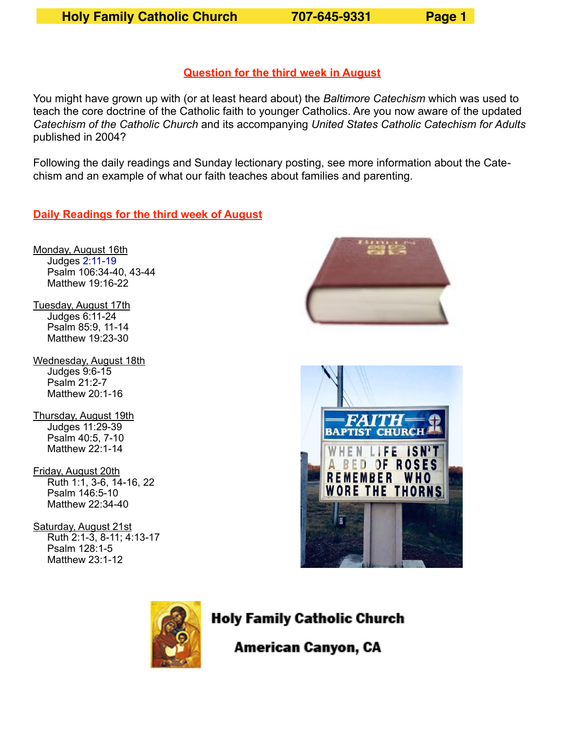## Question for the third week in August

You might have grown up with (or at least heard about) the *Baltimore Catechism* which was used to teach the core doctrine of the Catholic faith to younger Catholics. Are you now aware of the updated *Catechism of the Catholic Church* and its accompanying *United States Catholic Catechism for Adults* published in 2004?

Following the daily readings and Sunday lectionary posting, see more information about the Catechism and an example of what our faith teaches about families and parenting.

## Daily Readings for the third week of August

Monday, August 16th
- Judges 2:11-19
- Psalm 106:34-40, 43-44
- Matthew 19:16-22

Tuesday, August 17th
- Judges 6:11-24
- Psalm 85:9, 11-14
- Matthew 19:23-30

Wednesday, August 18th
- Judges 9:6-15
- Psalm 21:2-7
- Matthew 20:1-16

Thursday, August 19th
- Judges 11:29-39
- Psalm 40:5, 7-10
- Matthew 22:1-14

Friday, August 20th
- Ruth 1:1, 3-6, 14-16, 22
- Psalm 146:5-10
- Matthew 22:34-40

Saturday, August 21st
- Ruth 2:1-3, 8-11; 4:13-17
- Psalm 128:1-5
- Matthew 23:1-12

**Holy Family Catholic Church**

**American Canyon, CA**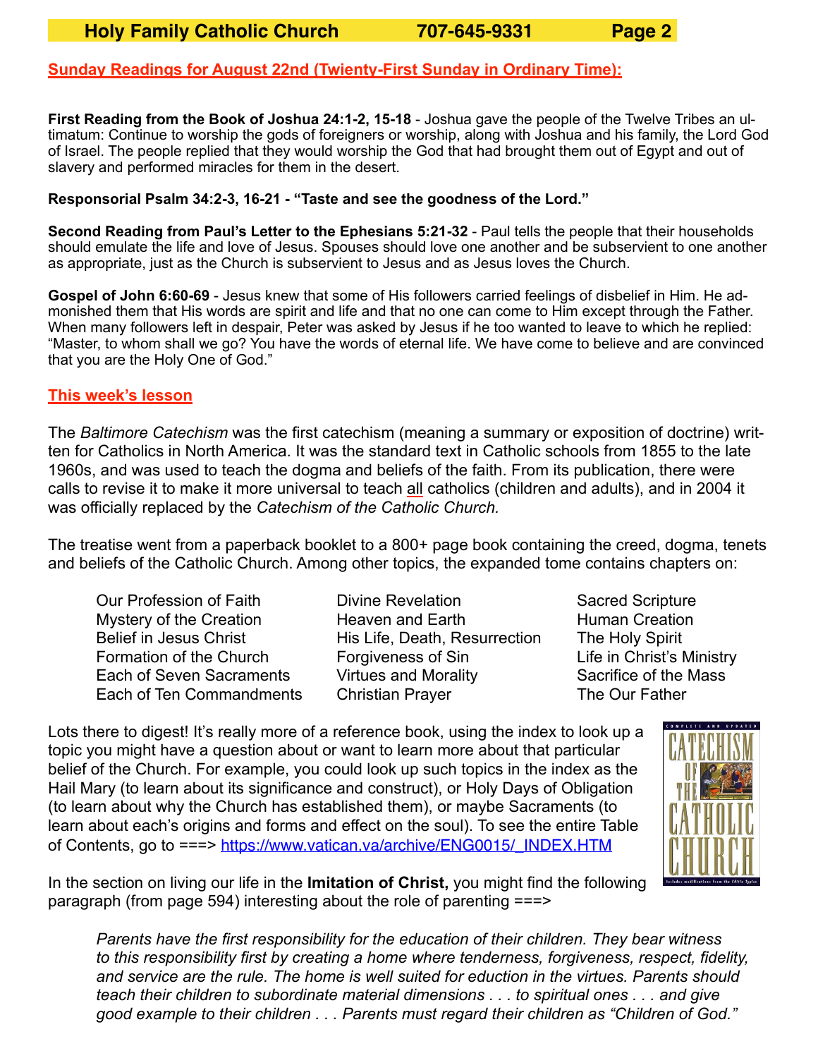## Sunday Readings for August 22nd (Twenty-First Sunday in Ordinary Time):

**First Reading from the Book of Joshua 24:1-2, 15-18** - Joshua gave the people of the Twelve Tribes an ultimatum: Continue to worship the gods of foreigners or worship, along with Joshua and his family, the Lord God of Israel. The people replied that they would worship the God that had brought them out of Egypt and out of slavery and performed miracles for them in the desert.

**Responsorial Psalm 34:2-3, 16-21 - "Taste and see the goodness of the Lord."**

**Second Reading from Paul's Letter to the Ephesians 5:21-32** - Paul tells the people that their households should emulate the life and love of Jesus. Spouses should love one another and be subservient to one another as appropriate, just as the Church is subservient to Jesus and as Jesus loves the Church.

**Gospel of John 6:60-69** - Jesus knew that some of His followers carried feelings of disbelief in Him. He admonished them that His words are spirit and life and that no one can come to Him except through the Father. When many followers left in despair, Peter was asked by Jesus if he too wanted to leave to which he replied: "Master, to whom shall we go? You have the words of eternal life. We have come to believe and are convinced that you are the Holy One of God."

## This week's lesson

The *Baltimore Catechism* was the first catechism (meaning a summary or exposition of doctrine) written for Catholics in North America. It was the standard text in Catholic schools from 1855 to the late 1960s, and was used to teach the dogma and beliefs of the faith. From its publication, there were calls to revise it to make it more universal to teach all catholics (children and adults), and in 2004 it was officially replaced by the *Catechism of the Catholic Church.*

The treatise went from a paperback booklet to a 800+ page book containing the creed, dogma, tenets and beliefs of the Catholic Church. Among other topics, the expanded tome contains chapters on:

| | | |
|---|---|---|
| Our Profession of Faith | Divine Revelation | Sacred Scripture |
| Mystery of the Creation | Heaven and Earth | Human Creation |
| Belief in Jesus Christ | His Life, Death, Resurrection | The Holy Spirit |
| Formation of the Church | Forgiveness of Sin | Life in Christ's Ministry |
| Each of Seven Sacraments | Virtues and Morality | Sacrifice of the Mass |
| Each of Ten Commandments | Christian Prayer | The Our Father |

Lots there to digest! It's really more of a reference book, using the index to look up a topic you might have a question about or want to learn more about that particular belief of the Church. For example, you could look up such topics in the index as the Hail Mary (to learn about its significance and construct), or Holy Days of Obligation (to learn about why the Church has established them), or maybe Sacraments (to learn about each's origins and forms and effect on the soul). To see the entire Table of Contents, go to ===> https://www.vatican.va/archive/ENG0015/_INDEX.HTM

In the section on living our life in the **Imitation of Christ,** you might find the following paragraph (from page 594) interesting about the role of parenting ===>

*Parents have the first responsibility for the education of their children. They bear witness to this responsibility first by creating a home where tenderness, forgiveness, respect, fidelity, and service are the rule. The home is well suited for eduction in the virtues. Parents should teach their children to subordinate material dimensions . . . to spiritual ones . . . and give good example to their children . . . Parents must regard their children as "Children of God."*